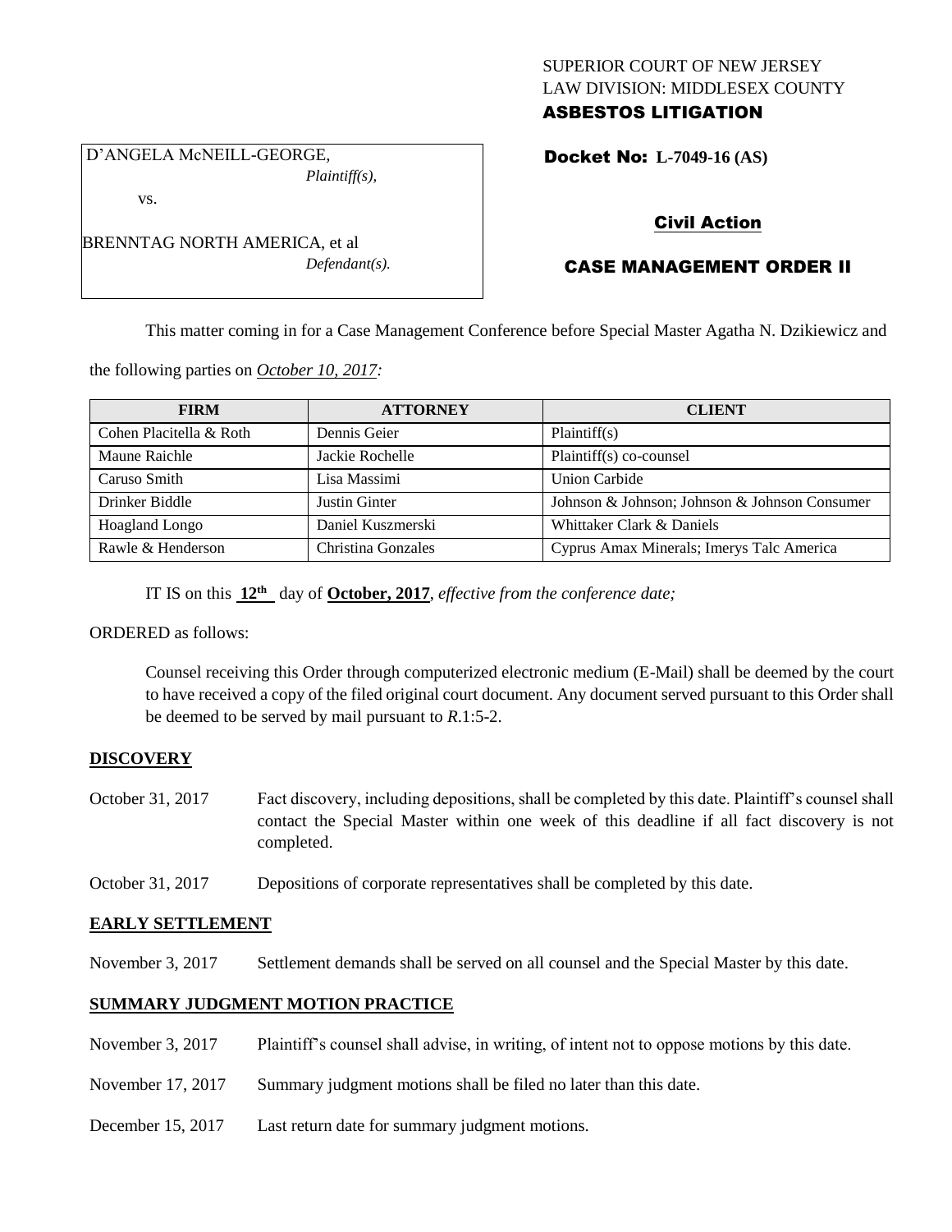SUPERIOR COURT OF NEW JERSEY
LAW DIVISION: MIDDLESEX COUNTY
**ASBESTOS LITIGATION**

D'ANGELA McNEILL-GEORGE,
*Plaintiff(s),*

vs.

BRENNTAG NORTH AMERICA, et al
*Defendant(s).*

**Docket No: L-7049-16 (AS)**

**Civil Action**

**CASE MANAGEMENT ORDER II**

This matter coming in for a Case Management Conference before Special Master Agatha N. Dzikiewicz and the following parties on *October 10, 2017:*

| FIRM | ATTORNEY | CLIENT |
| --- | --- | --- |
| Cohen Placitella & Roth | Dennis Geier | Plaintiff(s) |
| Maune Raichle | Jackie Rochelle | Plaintiff(s) co-counsel |
| Caruso Smith | Lisa Massimi | Union Carbide |
| Drinker Biddle | Justin Ginter | Johnson & Johnson; Johnson & Johnson Consumer |
| Hoagland Longo | Daniel Kuszmerski | Whittaker Clark & Daniels |
| Rawle & Henderson | Christina Gonzales | Cyprus Amax Minerals; Imerys Talc America |

IT IS on this **12th** day of **October, 2017**, *effective from the conference date;*

ORDERED as follows:

Counsel receiving this Order through computerized electronic medium (E-Mail) shall be deemed by the court to have received a copy of the filed original court document. Any document served pursuant to this Order shall be deemed to be served by mail pursuant to *R*.1:5-2.

**DISCOVERY**

October 31, 2017 Fact discovery, including depositions, shall be completed by this date. Plaintiff's counsel shall contact the Special Master within one week of this deadline if all fact discovery is not completed.

October 31, 2017 Depositions of corporate representatives shall be completed by this date.

**EARLY SETTLEMENT**

November 3, 2017 Settlement demands shall be served on all counsel and the Special Master by this date.

**SUMMARY JUDGMENT MOTION PRACTICE**

November 3, 2017 Plaintiff's counsel shall advise, in writing, of intent not to oppose motions by this date.

November 17, 2017 Summary judgment motions shall be filed no later than this date.

December 15, 2017 Last return date for summary judgment motions.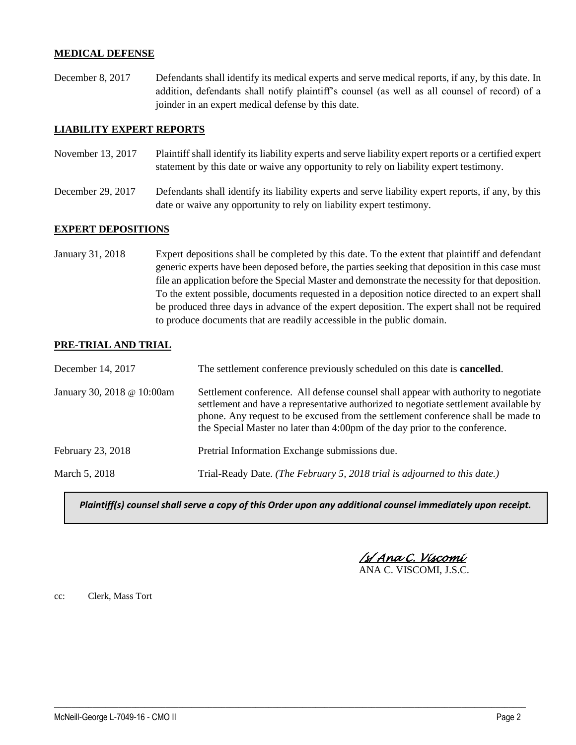**MEDICAL DEFENSE**

| | |
|---|---|
| December 8, 2017 | Defendants shall identify its medical experts and serve medical reports, if any, by this date. In addition, defendants shall notify plaintiff's counsel (as well as all counsel of record) of a joinder in an expert medical defense by this date. |

**LIABILITY EXPERT REPORTS**

| | |
|---|---|
| November 13, 2017 | Plaintiff shall identify its liability experts and serve liability expert reports or a certified expert statement by this date or waive any opportunity to rely on liability expert testimony. |
| December 29, 2017 | Defendants shall identify its liability experts and serve liability expert reports, if any, by this date or waive any opportunity to rely on liability expert testimony. |

**EXPERT DEPOSITIONS**

| | |
|---|---|
| January 31, 2018 | Expert depositions shall be completed by this date. To the extent that plaintiff and defendant generic experts have been deposed before, the parties seeking that deposition in this case must file an application before the Special Master and demonstrate the necessity for that deposition. To the extent possible, documents requested in a deposition notice directed to an expert shall be produced three days in advance of the expert deposition. The expert shall not be required to produce documents that are readily accessible in the public domain. |

**PRE-TRIAL AND TRIAL**

| | |
|---|---|
| December 14, 2017 | The settlement conference previously scheduled on this date is **cancelled**. |
| January 30, 2018 @ 10:00am | Settlement conference. All defense counsel shall appear with authority to negotiate settlement and have a representative authorized to negotiate settlement available by phone. Any request to be excused from the settlement conference shall be made to the Special Master no later than 4:00pm of the day prior to the conference. |
| February 23, 2018 | Pretrial Information Exchange submissions due. |
| March 5, 2018 | Trial-Ready Date. *(The February 5, 2018 trial is adjourned to this date.)* |

***Plaintiff(s) counsel shall serve a copy of this Order upon any additional counsel immediately upon receipt.***

*/s/ Ana C. Viscomi*
ANA C. VISCOMI, J.S.C.

cc: Clerk, Mass Tort